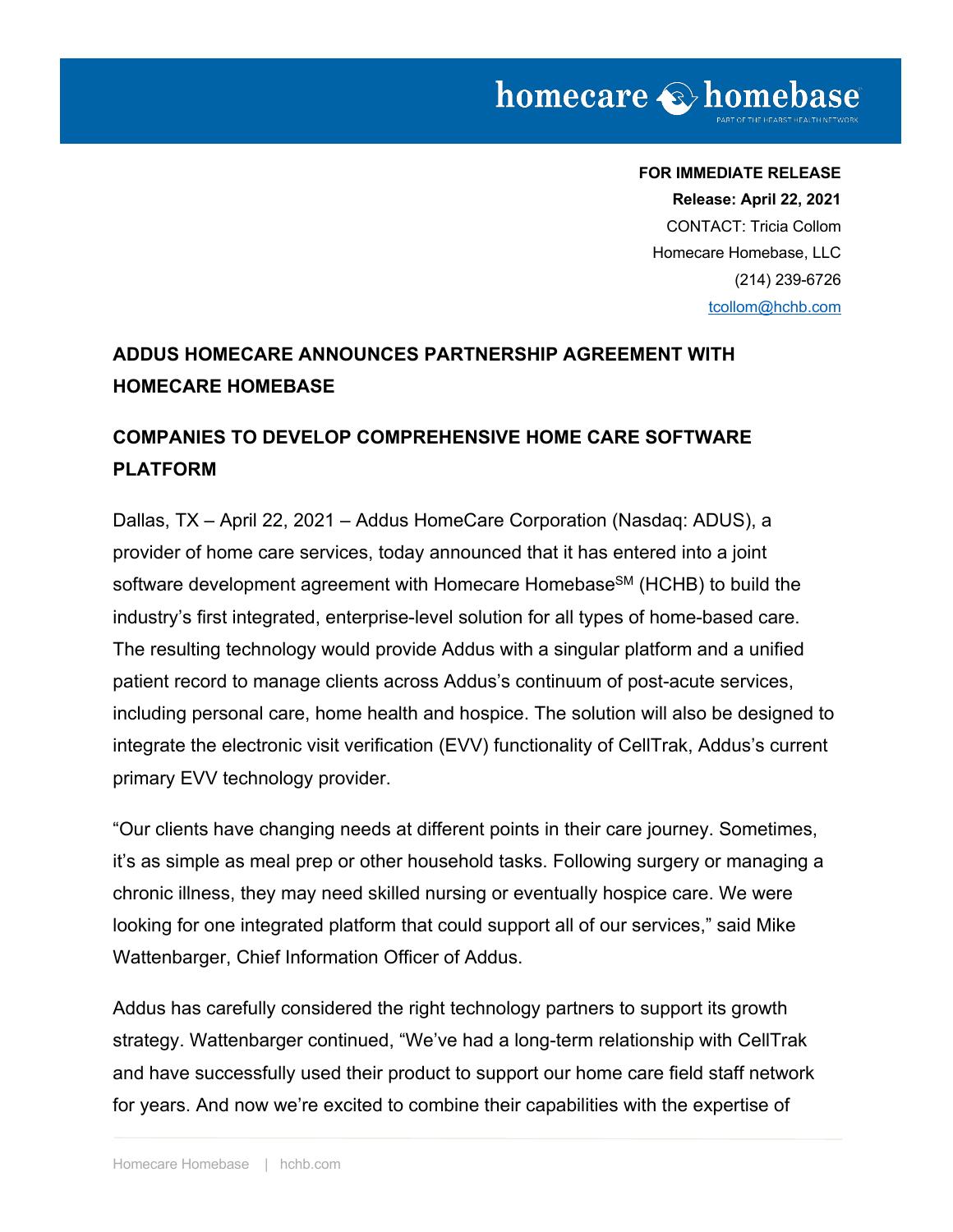**FOR IMMEDIATE RELEASE**
**Release: April 22, 2021**
CONTACT: Tricia Collom
Homecare Homebase, LLC
(214) 239-6726
tcollom@hchb.com

## ADDUS HOMECARE ANNOUNCES PARTNERSHIP AGREEMENT WITH HOMECARE HOMEBASE

## COMPANIES TO DEVELOP COMPREHENSIVE HOME CARE SOFTWARE PLATFORM

Dallas, TX – April 22, 2021 – Addus HomeCare Corporation (Nasdaq: ADUS), a provider of home care services, today announced that it has entered into a joint software development agreement with Homecare Homebase℠ (HCHB) to build the industry's first integrated, enterprise-level solution for all types of home-based care. The resulting technology would provide Addus with a singular platform and a unified patient record to manage clients across Addus's continuum of post-acute services, including personal care, home health and hospice. The solution will also be designed to integrate the electronic visit verification (EVV) functionality of CellTrak, Addus's current primary EVV technology provider.

"Our clients have changing needs at different points in their care journey. Sometimes, it's as simple as meal prep or other household tasks. Following surgery or managing a chronic illness, they may need skilled nursing or eventually hospice care. We were looking for one integrated platform that could support all of our services," said Mike Wattenbarger, Chief Information Officer of Addus.

Addus has carefully considered the right technology partners to support its growth strategy. Wattenbarger continued, "We've had a long-term relationship with CellTrak and have successfully used their product to support our home care field staff network for years. And now we're excited to combine their capabilities with the expertise of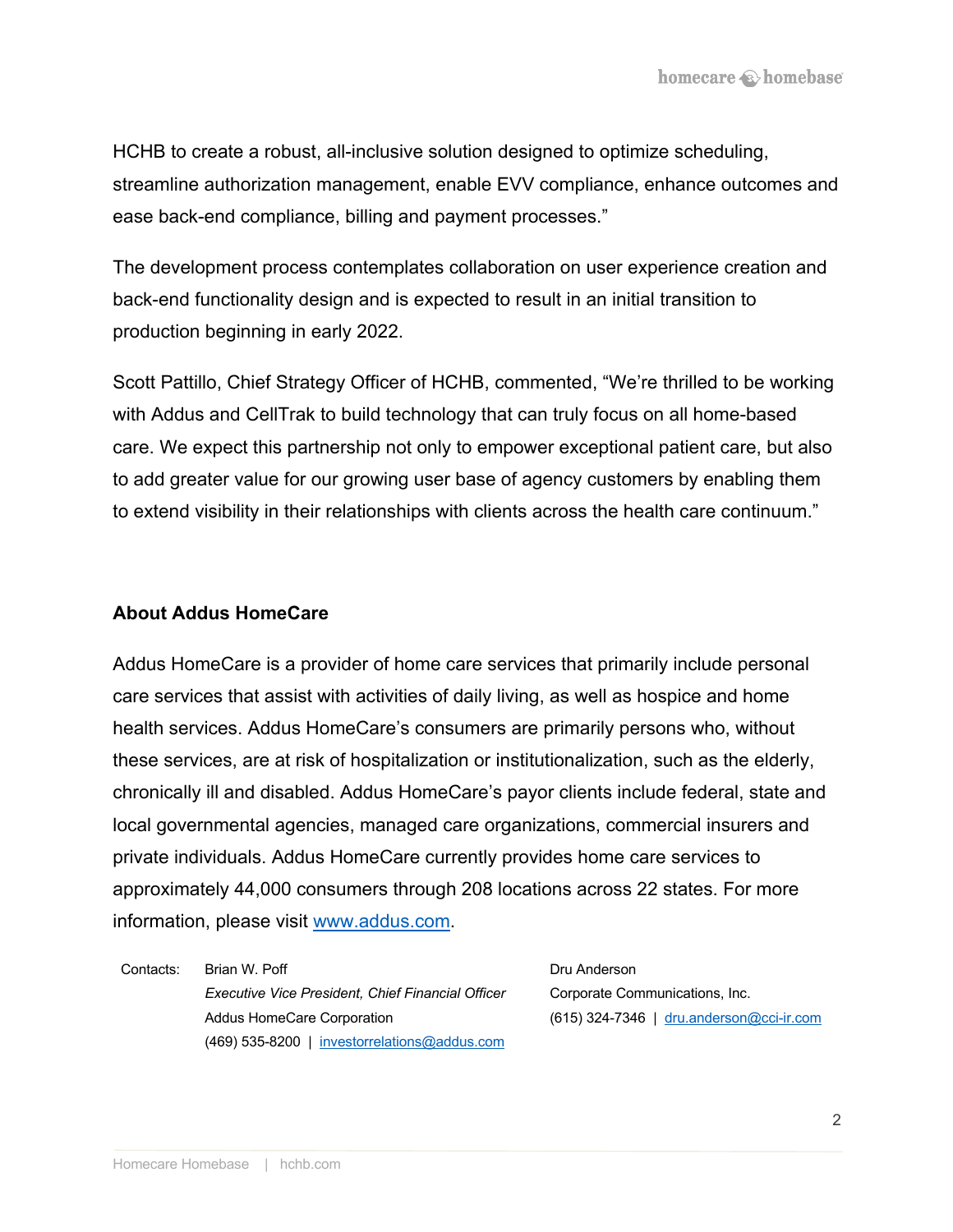HCHB to create a robust, all-inclusive solution designed to optimize scheduling, streamline authorization management, enable EVV compliance, enhance outcomes and ease back-end compliance, billing and payment processes."

The development process contemplates collaboration on user experience creation and back-end functionality design and is expected to result in an initial transition to production beginning in early 2022.

Scott Pattillo, Chief Strategy Officer of HCHB, commented, "We're thrilled to be working with Addus and CellTrak to build technology that can truly focus on all home-based care. We expect this partnership not only to empower exceptional patient care, but also to add greater value for our growing user base of agency customers by enabling them to extend visibility in their relationships with clients across the health care continuum."

## About Addus HomeCare

Addus HomeCare is a provider of home care services that primarily include personal care services that assist with activities of daily living, as well as hospice and home health services. Addus HomeCare's consumers are primarily persons who, without these services, are at risk of hospitalization or institutionalization, such as the elderly, chronically ill and disabled. Addus HomeCare's payor clients include federal, state and local governmental agencies, managed care organizations, commercial insurers and private individuals. Addus HomeCare currently provides home care services to approximately 44,000 consumers through 208 locations across 22 states. For more information, please visit www.addus.com.

Contacts:

Brian W. Poff
*Executive Vice President, Chief Financial Officer*
Addus HomeCare Corporation
(469) 535-8200 | investorrelations@addus.com

Dru Anderson
Corporate Communications, Inc.
(615) 324-7346 | dru.anderson@cci-ir.com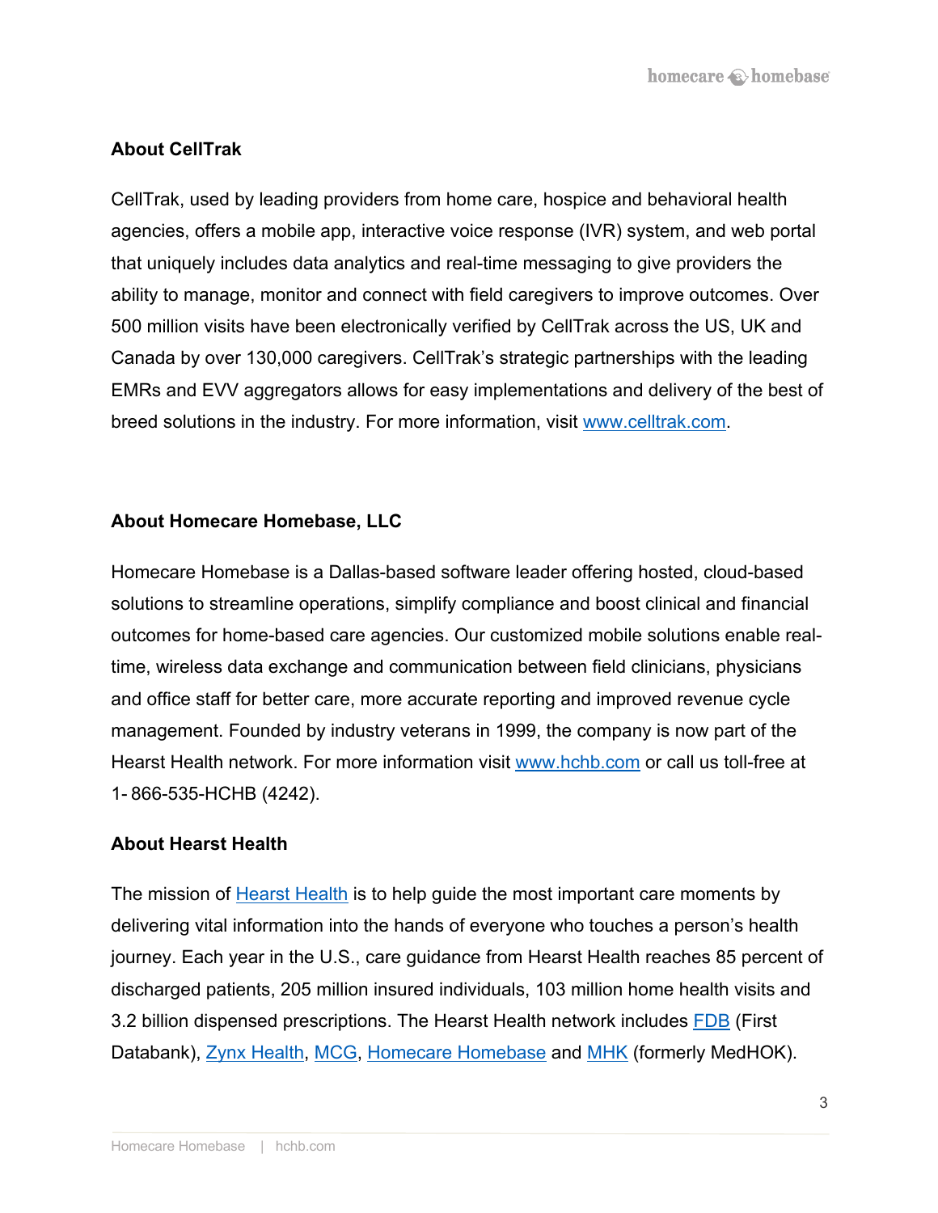### About CellTrak

CellTrak, used by leading providers from home care, hospice and behavioral health agencies, offers a mobile app, interactive voice response (IVR) system, and web portal that uniquely includes data analytics and real-time messaging to give providers the ability to manage, monitor and connect with field caregivers to improve outcomes. Over 500 million visits have been electronically verified by CellTrak across the US, UK and Canada by over 130,000 caregivers. CellTrak's strategic partnerships with the leading EMRs and EVV aggregators allows for easy implementations and delivery of the best of breed solutions in the industry. For more information, visit [www.celltrak.com](www.celltrak.com).

### About Homecare Homebase, LLC

Homecare Homebase is a Dallas-based software leader offering hosted, cloud-based solutions to streamline operations, simplify compliance and boost clinical and financial outcomes for home-based care agencies. Our customized mobile solutions enable real-time, wireless data exchange and communication between field clinicians, physicians and office staff for better care, more accurate reporting and improved revenue cycle management. Founded by industry veterans in 1999, the company is now part of the Hearst Health network. For more information visit [www.hchb.com](www.hchb.com) or call us toll-free at 1- 866-535-HCHB (4242).

### About Hearst Health

The mission of Hearst Health is to help guide the most important care moments by delivering vital information into the hands of everyone who touches a person's health journey. Each year in the U.S., care guidance from Hearst Health reaches 85 percent of discharged patients, 205 million insured individuals, 103 million home health visits and 3.2 billion dispensed prescriptions. The Hearst Health network includes FDB (First Databank), Zynx Health, MCG, Homecare Homebase and MHK (formerly MedHOK).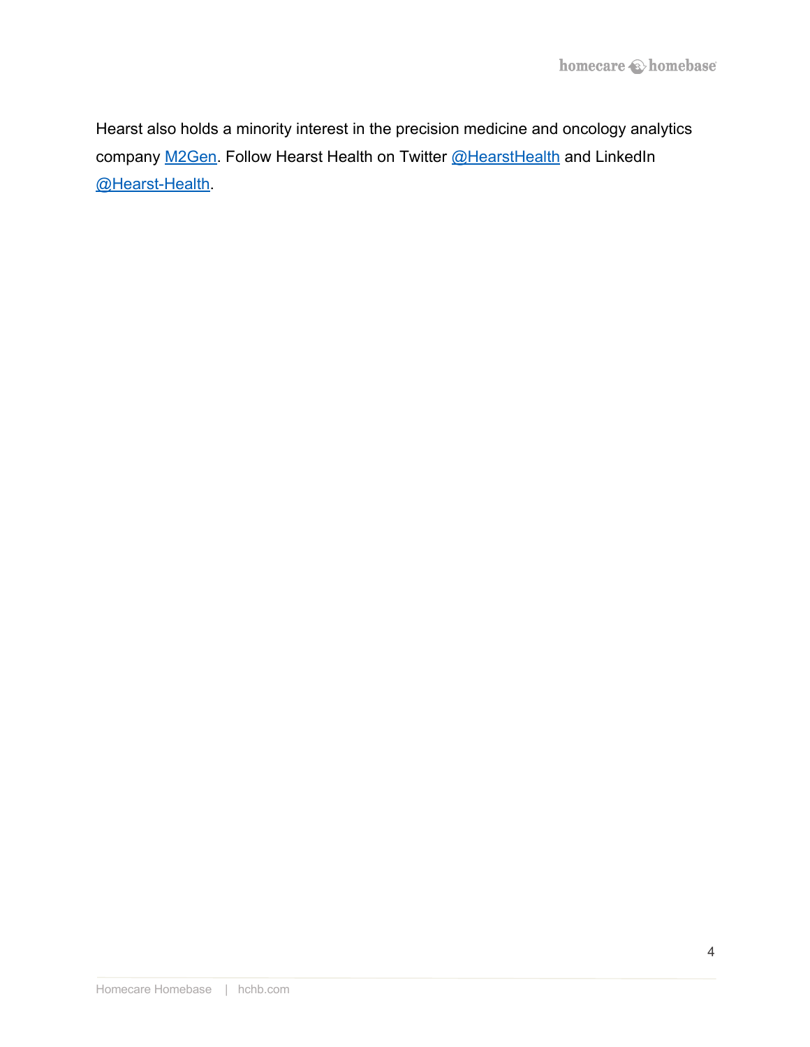Hearst also holds a minority interest in the precision medicine and oncology analytics company M2Gen. Follow Hearst Health on Twitter @HearstHealth and LinkedIn @Hearst-Health.